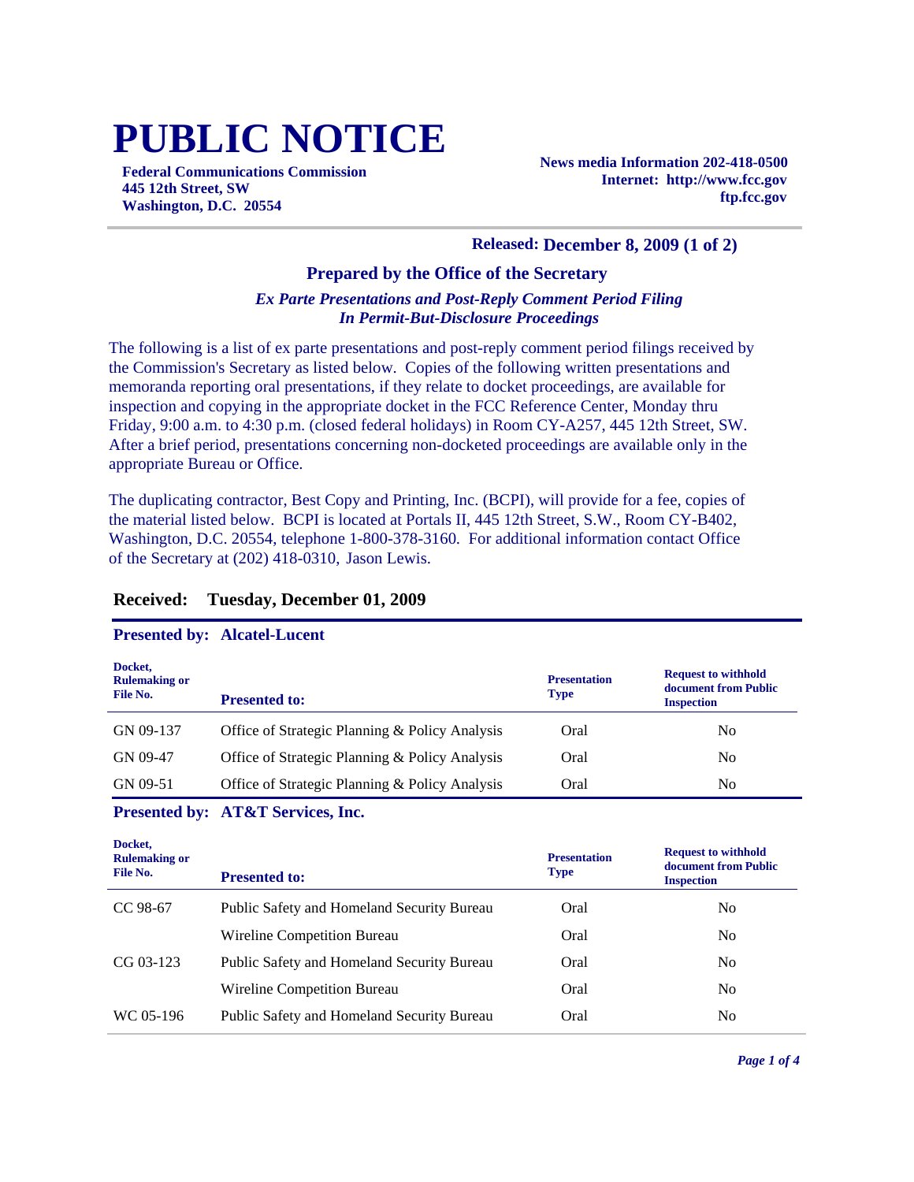# PUBLIC NOTICE

**Federal Communications Commission**
**445 12th Street, SW**
**Washington, D.C. 20554**

**News media Information 202-418-0500**
**Internet: http://www.fcc.gov**
**ftp.fcc.gov**

**Released: December 8, 2009 (1 of 2)**

### Prepared by the Office of the Secretary

***Ex Parte Presentations and Post-Reply Comment Period Filing***
***In Permit-But-Disclosure Proceedings***

The following is a list of ex parte presentations and post-reply comment period filings received by the Commission's Secretary as listed below. Copies of the following written presentations and memoranda reporting oral presentations, if they relate to docket proceedings, are available for inspection and copying in the appropriate docket in the FCC Reference Center, Monday thru Friday, 9:00 a.m. to 4:30 p.m. (closed federal holidays) in Room CY-A257, 445 12th Street, SW. After a brief period, presentations concerning non-docketed proceedings are available only in the appropriate Bureau or Office.

The duplicating contractor, Best Copy and Printing, Inc. (BCPI), will provide for a fee, copies of the material listed below. BCPI is located at Portals II, 445 12th Street, S.W., Room CY-B402, Washington, D.C. 20554, telephone 1-800-378-3160. For additional information contact Office of the Secretary at (202) 418-0310, Jason Lewis.

## Received: Tuesday, December 01, 2009

**Presented by: Alcatel-Lucent**

| Docket, Rulemaking or File No. | Presented to: | Presentation Type | Request to withhold document from Public Inspection |
|---|---|---|---|
| GN 09-137 | Office of Strategic Planning & Policy Analysis | Oral | No |
| GN 09-47 | Office of Strategic Planning & Policy Analysis | Oral | No |
| GN 09-51 | Office of Strategic Planning & Policy Analysis | Oral | No |

**Presented by: AT&T Services, Inc.**

| Docket, Rulemaking or File No. | Presented to: | Presentation Type | Request to withhold document from Public Inspection |
|---|---|---|---|
| CC 98-67 | Public Safety and Homeland Security Bureau | Oral | No |
| | Wireline Competition Bureau | Oral | No |
| CG 03-123 | Public Safety and Homeland Security Bureau | Oral | No |
| | Wireline Competition Bureau | Oral | No |
| WC 05-196 | Public Safety and Homeland Security Bureau | Oral | No |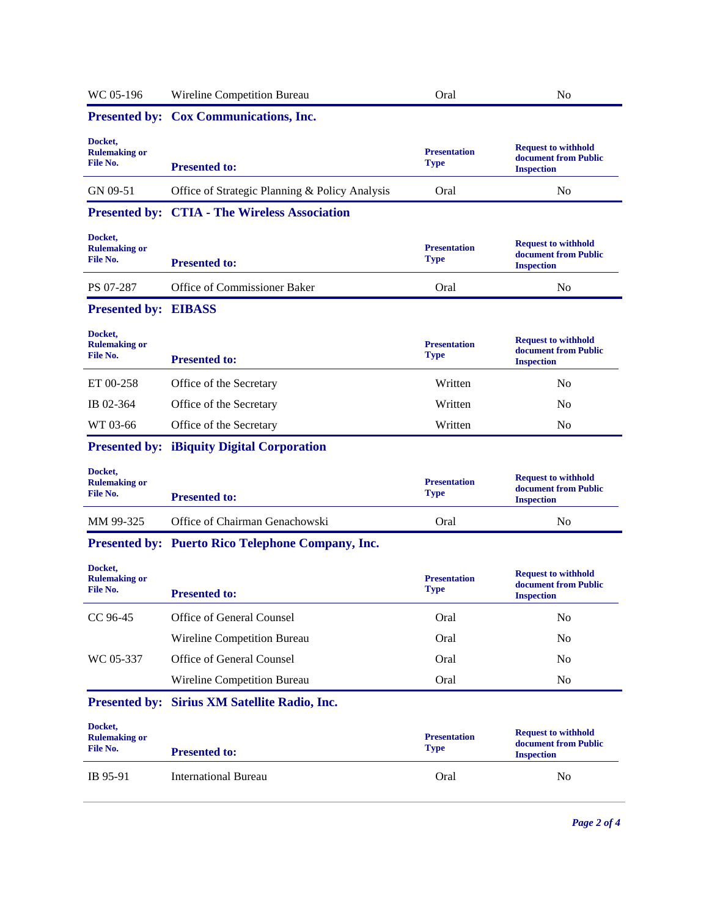| | | | |
|---|---|---|---|
| WC 05-196 | Wireline Competition Bureau | Oral | No |

**Presented by: Cox Communications, Inc.**

| Docket, Rulemaking or File No. | Presented to: | Presentation Type | Request to withhold document from Public Inspection |
|---|---|---|---|
| GN 09-51 | Office of Strategic Planning & Policy Analysis | Oral | No |

**Presented by: CTIA - The Wireless Association**

| Docket, Rulemaking or File No. | Presented to: | Presentation Type | Request to withhold document from Public Inspection |
|---|---|---|---|
| PS 07-287 | Office of Commissioner Baker | Oral | No |

**Presented by: EIBASS**

| Docket, Rulemaking or File No. | Presented to: | Presentation Type | Request to withhold document from Public Inspection |
|---|---|---|---|
| ET 00-258 | Office of the Secretary | Written | No |
| IB 02-364 | Office of the Secretary | Written | No |
| WT 03-66 | Office of the Secretary | Written | No |

**Presented by: iBiquity Digital Corporation**

| Docket, Rulemaking or File No. | Presented to: | Presentation Type | Request to withhold document from Public Inspection |
|---|---|---|---|
| MM 99-325 | Office of Chairman Genachowski | Oral | No |

**Presented by: Puerto Rico Telephone Company, Inc.**

| Docket, Rulemaking or File No. | Presented to: | Presentation Type | Request to withhold document from Public Inspection |
|---|---|---|---|
| CC 96-45 | Office of General Counsel | Oral | No |
| | Wireline Competition Bureau | Oral | No |
| WC 05-337 | Office of General Counsel | Oral | No |
| | Wireline Competition Bureau | Oral | No |

**Presented by: Sirius XM Satellite Radio, Inc.**

| Docket, Rulemaking or File No. | Presented to: | Presentation Type | Request to withhold document from Public Inspection |
|---|---|---|---|
| IB 95-91 | International Bureau | Oral | No |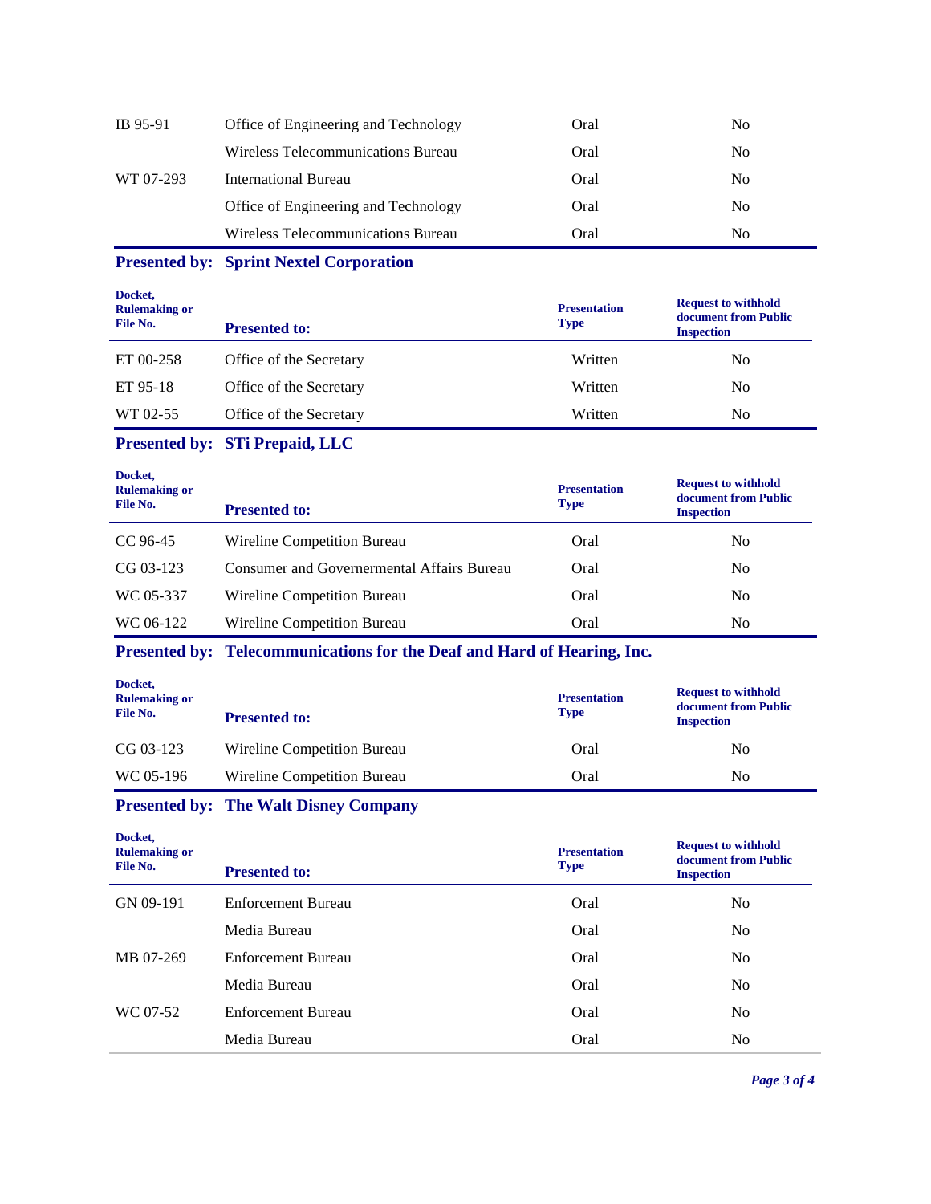| | | | |
|---|---|---|---|
| IB 95-91 | Office of Engineering and Technology | Oral | No |
| | Wireless Telecommunications Bureau | Oral | No |
| WT 07-293 | International Bureau | Oral | No |
| | Office of Engineering and Technology | Oral | No |
| | Wireless Telecommunications Bureau | Oral | No |

**Presented by: Sprint Nextel Corporation**

| Docket, Rulemaking or File No. | Presented to: | Presentation Type | Request to withhold document from Public Inspection |
|---|---|---|---|
| ET 00-258 | Office of the Secretary | Written | No |
| ET 95-18 | Office of the Secretary | Written | No |
| WT 02-55 | Office of the Secretary | Written | No |

**Presented by: STi Prepaid, LLC**

| Docket, Rulemaking or File No. | Presented to: | Presentation Type | Request to withhold document from Public Inspection |
|---|---|---|---|
| CC 96-45 | Wireline Competition Bureau | Oral | No |
| CG 03-123 | Consumer and Governermental Affairs Bureau | Oral | No |
| WC 05-337 | Wireline Competition Bureau | Oral | No |
| WC 06-122 | Wireline Competition Bureau | Oral | No |

**Presented by: Telecommunications for the Deaf and Hard of Hearing, Inc.**

| Docket, Rulemaking or File No. | Presented to: | Presentation Type | Request to withhold document from Public Inspection |
|---|---|---|---|
| CG 03-123 | Wireline Competition Bureau | Oral | No |
| WC 05-196 | Wireline Competition Bureau | Oral | No |

**Presented by: The Walt Disney Company**

| Docket, Rulemaking or File No. | Presented to: | Presentation Type | Request to withhold document from Public Inspection |
|---|---|---|---|
| GN 09-191 | Enforcement Bureau | Oral | No |
| | Media Bureau | Oral | No |
| MB 07-269 | Enforcement Bureau | Oral | No |
| | Media Bureau | Oral | No |
| WC 07-52 | Enforcement Bureau | Oral | No |
| | Media Bureau | Oral | No |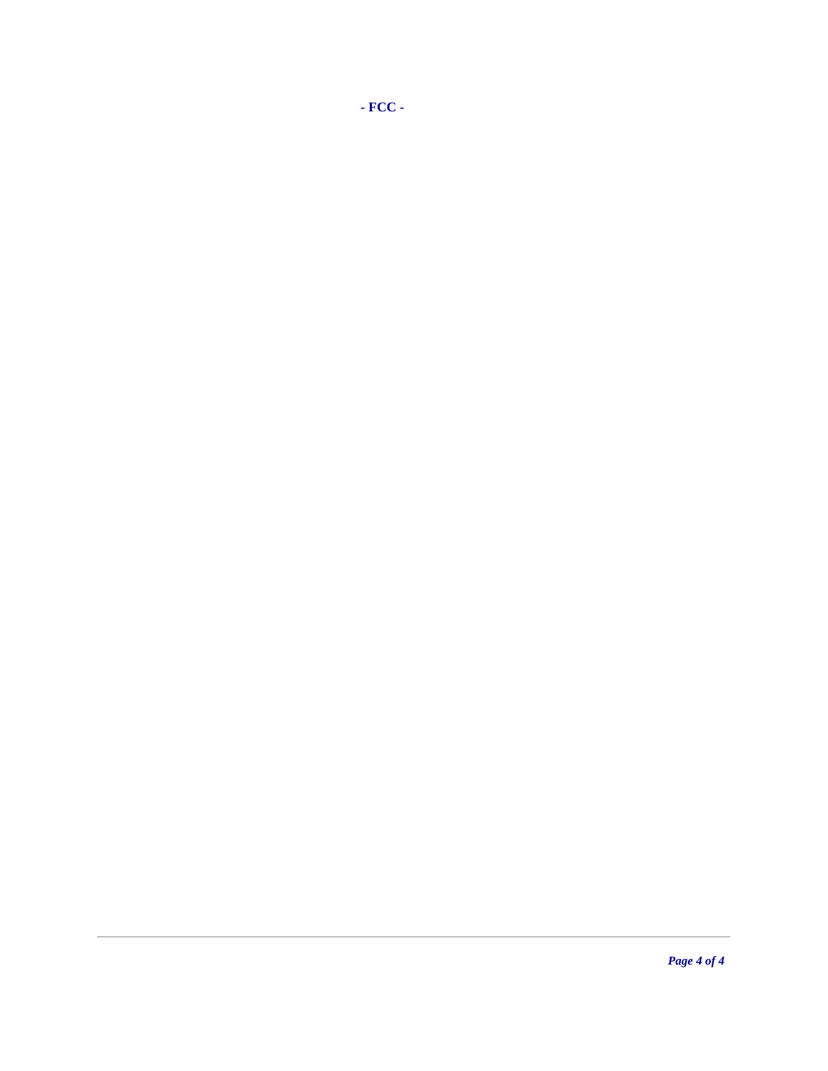- FCC -